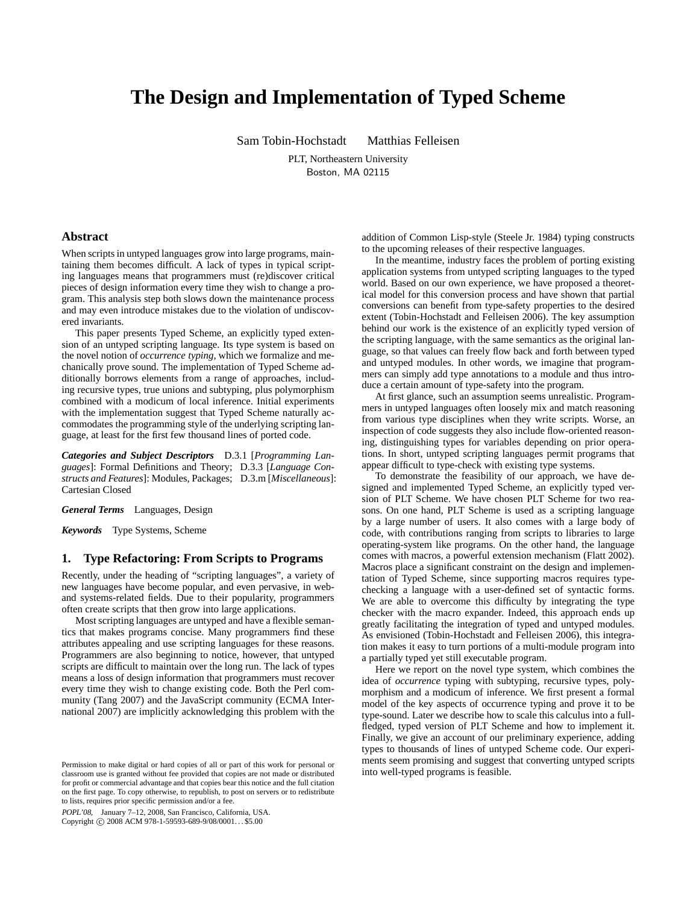# The Design and Implementation of Typed Scheme

Sam Tobin-Hochstadt    Matthias Felleisen

PLT, Northeastern University
Boston, MA 02115

## Abstract

When scripts in untyped languages grow into large programs, maintaining them becomes difficult. A lack of types in typical scripting languages means that programmers must (re)discover critical pieces of design information every time they wish to change a program. This analysis step both slows down the maintenance process and may even introduce mistakes due to the violation of undiscovered invariants.

This paper presents Typed Scheme, an explicitly typed extension of an untyped scripting language. Its type system is based on the novel notion of *occurrence typing*, which we formalize and mechanically prove sound. The implementation of Typed Scheme additionally borrows elements from a range of approaches, including recursive types, true unions and subtyping, plus polymorphism combined with a modicum of local inference. Initial experiments with the implementation suggest that Typed Scheme naturally accommodates the programming style of the underlying scripting language, at least for the first few thousand lines of ported code.

***Categories and Subject Descriptors*** D.3.1 [*Programming Languages*]: Formal Definitions and Theory; D.3.3 [*Language Constructs and Features*]: Modules, Packages; D.3.m [*Miscellaneous*]: Cartesian Closed

***General Terms*** Languages, Design

***Keywords*** Type Systems, Scheme

## 1. Type Refactoring: From Scripts to Programs

Recently, under the heading of "scripting languages", a variety of new languages have become popular, and even pervasive, in web- and systems-related fields. Due to their popularity, programmers often create scripts that then grow into large applications.

Most scripting languages are untyped and have a flexible semantics that makes programs concise. Many programmers find these attributes appealing and use scripting languages for these reasons. Programmers are also beginning to notice, however, that untyped scripts are difficult to maintain over the long run. The lack of types means a loss of design information that programmers must recover every time they wish to change existing code. Both the Perl community (Tang 2007) and the JavaScript community (ECMA International 2007) are implicitly acknowledging this problem with the addition of Common Lisp-style (Steele Jr. 1984) typing constructs to the upcoming releases of their respective languages.

In the meantime, industry faces the problem of porting existing application systems from untyped scripting languages to the typed world. Based on our own experience, we have proposed a theoretical model for this conversion process and have shown that partial conversions can benefit from type-safety properties to the desired extent (Tobin-Hochstadt and Felleisen 2006). The key assumption behind our work is the existence of an explicitly typed version of the scripting language, with the same semantics as the original language, so that values can freely flow back and forth between typed and untyped modules. In other words, we imagine that programmers can simply add type annotations to a module and thus introduce a certain amount of type-safety into the program.

At first glance, such an assumption seems unrealistic. Programmers in untyped languages often loosely mix and match reasoning from various type disciplines when they write scripts. Worse, an inspection of code suggests they also include flow-oriented reasoning, distinguishing types for variables depending on prior operations. In short, untyped scripting languages permit programs that appear difficult to type-check with existing type systems.

To demonstrate the feasibility of our approach, we have designed and implemented Typed Scheme, an explicitly typed version of PLT Scheme. We have chosen PLT Scheme for two reasons. On one hand, PLT Scheme is used as a scripting language by a large number of users. It also comes with a large body of code, with contributions ranging from scripts to libraries to large operating-system like programs. On the other hand, the language comes with macros, a powerful extension mechanism (Flatt 2002). Macros place a significant constraint on the design and implementation of Typed Scheme, since supporting macros requires type-checking a language with a user-defined set of syntactic forms. We are able to overcome this difficulty by integrating the type checker with the macro expander. Indeed, this approach ends up greatly facilitating the integration of typed and untyped modules. As envisioned (Tobin-Hochstadt and Felleisen 2006), this integration makes it easy to turn portions of a multi-module program into a partially typed yet still executable program.

Here we report on the novel type system, which combines the idea of *occurrence* typing with subtyping, recursive types, polymorphism and a modicum of inference. We first present a formal model of the key aspects of occurrence typing and prove it to be type-sound. Later we describe how to scale this calculus into a full-fledged, typed version of PLT Scheme and how to implement it. Finally, we give an account of our preliminary experience, adding types to thousands of lines of untyped Scheme code. Our experiments seem promising and suggest that converting untyped scripts into well-typed programs is feasible.

Permission to make digital or hard copies of all or part of this work for personal or classroom use is granted without fee provided that copies are not made or distributed for profit or commercial advantage and that copies bear this notice and the full citation on the first page. To copy otherwise, to republish, to post on servers or to redistribute to lists, requires prior specific permission and/or a fee.

*POPL'08,* January 7–12, 2008, San Francisco, California, USA.
Copyright © 2008 ACM 978-1-59593-689-9/08/0001...$5.00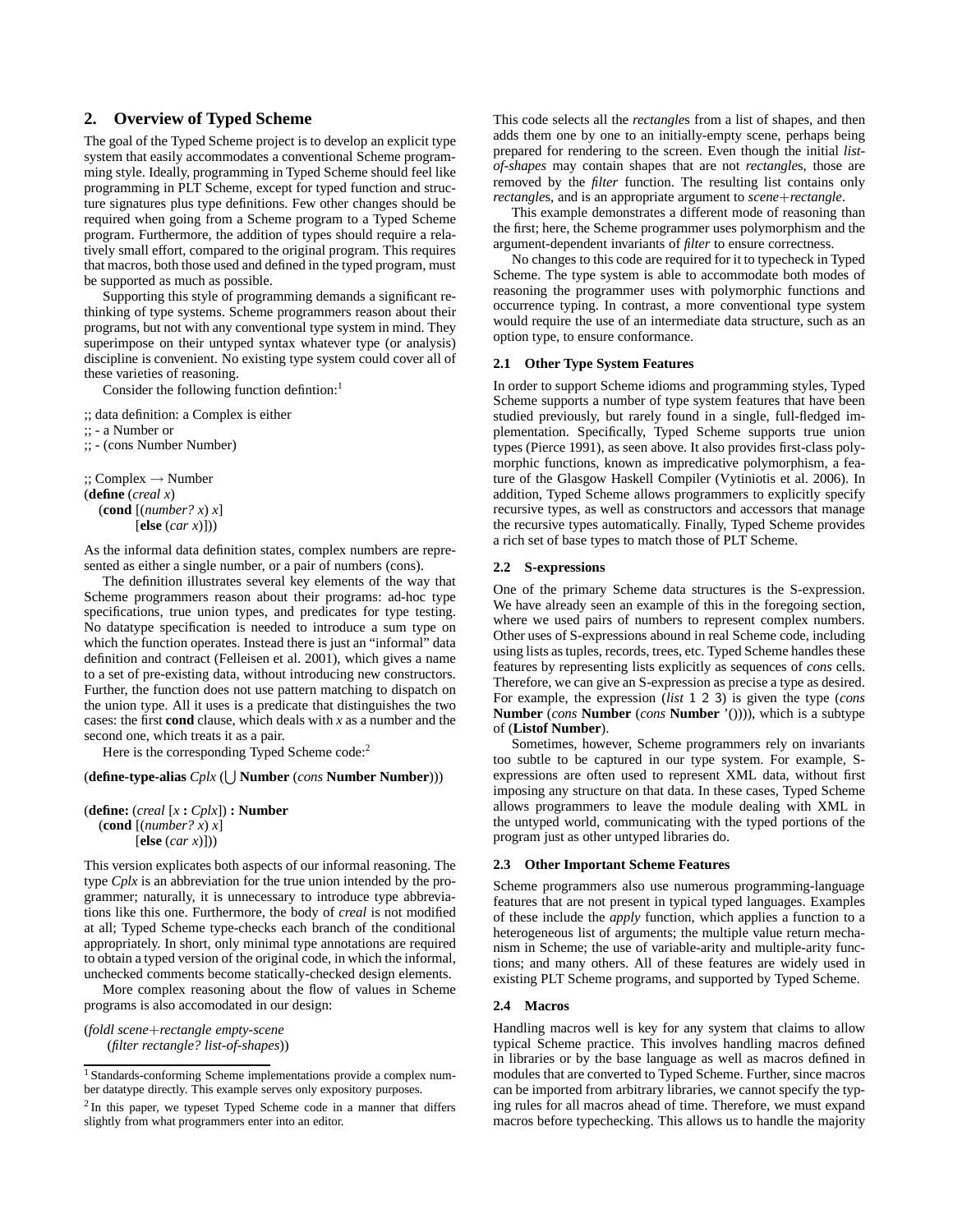## 2. Overview of Typed Scheme

The goal of the Typed Scheme project is to develop an explicit type system that easily accommodates a conventional Scheme programming style. Ideally, programming in Typed Scheme should feel like programming in PLT Scheme, except for typed function and structure signatures plus type definitions. Few other changes should be required when going from a Scheme program to a Typed Scheme program. Furthermore, the addition of types should require a relatively small effort, compared to the original program. This requires that macros, both those used and defined in the typed program, must be supported as much as possible.

Supporting this style of programming demands a significant rethinking of type systems. Scheme programmers reason about their programs, but not with any conventional type system in mind. They superimpose on their untyped syntax whatever type (or analysis) discipline is convenient. No existing type system could cover all of these varieties of reasoning.

Consider the following function defintion:[1]

```
;; data definition: a Complex is either
;; - a Number or
;; - (cons Number Number)

;; Complex → Number
(define (creal x)
  (cond [(number? x) x]
        [else (car x)]))
```

As the informal data definition states, complex numbers are represented as either a single number, or a pair of numbers (cons).

The definition illustrates several key elements of the way that Scheme programmers reason about their programs: ad-hoc type specifications, true union types, and predicates for type testing. No datatype specification is needed to introduce a sum type on which the function operates. Instead there is just an "informal" data definition and contract (Felleisen et al. 2001), which gives a name to a set of pre-existing data, without introducing new constructors. Further, the function does not use pattern matching to dispatch on the union type. All it uses is a predicate that distinguishes the two cases: the first **cond** clause, which deals with *x* as a number and the second one, which treats it as a pair.

Here is the corresponding Typed Scheme code:[2]

```
(define-type-alias Cplx (⋃ Number (cons Number Number)))

(define: (creal [x : Cplx]) : Number
  (cond [(number? x) x]
        [else (car x)]))
```

This version explicates both aspects of our informal reasoning. The type *Cplx* is an abbreviation for the true union intended by the programmer; naturally, it is unnecessary to introduce type abbreviations like this one. Furthermore, the body of *creal* is not modified at all; Typed Scheme type-checks each branch of the conditional appropriately. In short, only minimal type annotations are required to obtain a typed version of the original code, in which the informal, unchecked comments become statically-checked design elements.

More complex reasoning about the flow of values in Scheme programs is also accomodated in our design:

```
(foldl scene+rectangle empty-scene
   (filter rectangle? list-of-shapes))
```

This code selects all the *rectangle*s from a list of shapes, and then adds them one by one to an initially-empty scene, perhaps being prepared for rendering to the screen. Even though the initial *list-of-shapes* may contain shapes that are not *rectangle*s, those are removed by the *filter* function. The resulting list contains only *rectangle*s, and is an appropriate argument to *scene+rectangle*.

This example demonstrates a different mode of reasoning than the first; here, the Scheme programmer uses polymorphism and the argument-dependent invariants of *filter* to ensure correctness.

No changes to this code are required for it to typecheck in Typed Scheme. The type system is able to accommodate both modes of reasoning the programmer uses with polymorphic functions and occurrence typing. In contrast, a more conventional type system would require the use of an intermediate data structure, such as an option type, to ensure conformance.

### 2.1 Other Type System Features

In order to support Scheme idioms and programming styles, Typed Scheme supports a number of type system features that have been studied previously, but rarely found in a single, full-fledged implementation. Specifically, Typed Scheme supports true union types (Pierce 1991), as seen above. It also provides first-class polymorphic functions, known as impredicative polymorphism, a feature of the Glasgow Haskell Compiler (Vytiniotis et al. 2006). In addition, Typed Scheme allows programmers to explicitly specify recursive types, as well as constructors and accessors that manage the recursive types automatically. Finally, Typed Scheme provides a rich set of base types to match those of PLT Scheme.

### 2.2 S-expressions

One of the primary Scheme data structures is the S-expression. We have already seen an example of this in the foregoing section, where we used pairs of numbers to represent complex numbers. Other uses of S-expressions abound in real Scheme code, including using lists as tuples, records, trees, etc. Typed Scheme handles these features by representing lists explicitly as sequences of *cons* cells. Therefore, we can give an S-expression as precise a type as desired. For example, the expression (*list* 1 2 3) is given the type (*cons* **Number** (*cons* **Number** (*cons* **Number** '()))), which is a subtype of (**Listof Number**).

Sometimes, however, Scheme programmers rely on invariants too subtle to be captured in our type system. For example, S-expressions are often used to represent XML data, without first imposing any structure on that data. In these cases, Typed Scheme allows programmers to leave the module dealing with XML in the untyped world, communicating with the typed portions of the program just as other untyped libraries do.

### 2.3 Other Important Scheme Features

Scheme programmers also use numerous programming-language features that are not present in typical typed languages. Examples of these include the *apply* function, which applies a function to a heterogeneous list of arguments; the multiple value return mechanism in Scheme; the use of variable-arity and multiple-arity functions; and many others. All of these features are widely used in existing PLT Scheme programs, and supported by Typed Scheme.

### 2.4 Macros

Handling macros well is key for any system that claims to allow typical Scheme practice. This involves handling macros defined in libraries or by the base language as well as macros defined in modules that are converted to Typed Scheme. Further, since macros can be imported from arbitrary libraries, we cannot specify the typing rules for all macros ahead of time. Therefore, we must expand macros before typechecking. This allows us to handle the majority

---

[1] Standards-conforming Scheme implementations provide a complex number datatype directly. This example serves only expository purposes.

[2] In this paper, we typeset Typed Scheme code in a manner that differs slightly from what programmers enter into an editor.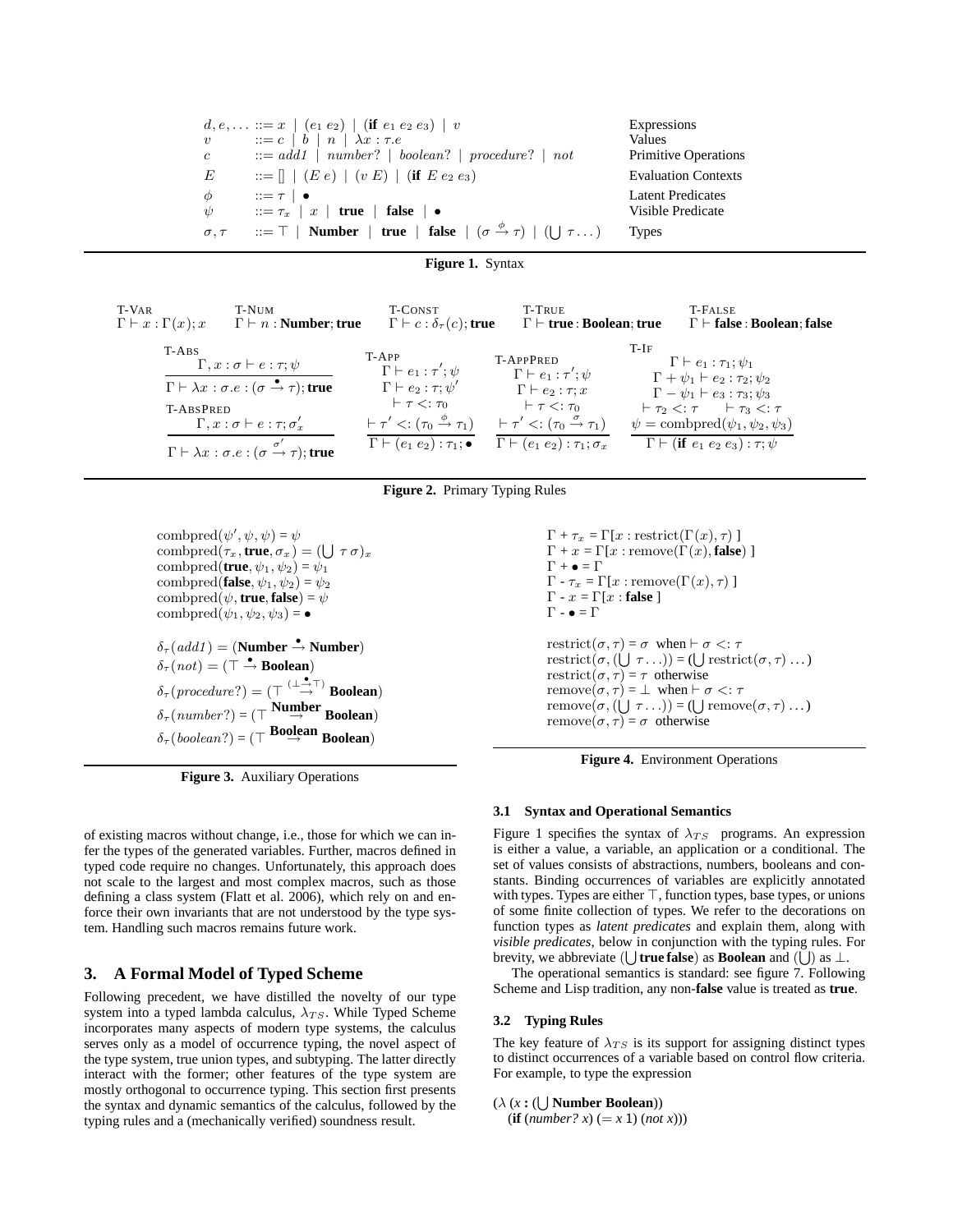$$
\begin{array}{llll}
d, e, \ldots & ::= x \mid (e_1\ e_2) \mid (\textbf{if}\ e_1\ e_2\ e_3) \mid v & & \text{Expressions} \\
v & ::= c \mid b \mid n \mid \lambda x : \tau . e & & \text{Values} \\
c & ::= \mathit{add1} \mid \mathit{number?} \mid \mathit{boolean?} \mid \mathit{procedure?} \mid \mathit{not} & & \text{Primitive Operations} \\
E & ::= [] \mid (E\ e) \mid (v\ E) \mid (\textbf{if}\ E\ e_2\ e_3) & & \text{Evaluation Contexts} \\
\phi & ::= \tau \mid \bullet & & \text{Latent Predicates} \\
\psi & ::= \tau_x \mid x \mid \textbf{true} \mid \textbf{false} \mid \bullet & & \text{Visible Predicate} \\
\sigma, \tau & ::= \top \mid \textbf{Number} \mid \textbf{true} \mid \textbf{false} \mid (\sigma \xrightarrow{\phi} \tau) \mid (\bigcup \tau \ldots) & & \text{Types}
\end{array}
$$

**Figure 1.** Syntax

$$
\frac{}{\Gamma \vdash x : \Gamma(x); x}\ \text{T-VAR}
\qquad
\frac{}{\Gamma \vdash n : \textbf{Number}; \textbf{true}}\ \text{T-NUM}
\qquad
\frac{}{\Gamma \vdash c : \delta_\tau(c); \textbf{true}}\ \text{T-CONST}
\qquad
\frac{}{\Gamma \vdash \textbf{true} : \textbf{Boolean}; \textbf{true}}\ \text{T-TRUE}
\qquad
\frac{}{\Gamma \vdash \textbf{false} : \textbf{Boolean}; \textbf{false}}\ \text{T-FALSE}
$$

$$
\text{T-ABS}\ \frac{\Gamma, x : \sigma \vdash e : \tau; \psi}{\Gamma \vdash \lambda x : \sigma . e : (\sigma \xrightarrow{\bullet} \tau); \textbf{true}}
\qquad
\text{T-ABSPRED}\ \frac{\Gamma, x : \sigma \vdash e : \tau; \sigma'_x}{\Gamma \vdash \lambda x : \sigma . e : (\sigma \xrightarrow{\sigma'} \tau); \textbf{true}}
$$

$$
\text{T-APP}\ \frac{\Gamma \vdash e_1 : \tau'; \psi \quad \Gamma \vdash e_2 : \tau; \psi' \quad \vdash \tau <: \tau_0 \quad \vdash \tau' <: (\tau_0 \xrightarrow{\phi} \tau_1)}{\Gamma \vdash (e_1\ e_2) : \tau_1; \bullet}
\qquad
\text{T-APPPRED}\ \frac{\Gamma \vdash e_1 : \tau'; \psi \quad \Gamma \vdash e_2 : \tau; x \quad \vdash \tau <: \tau_0 \quad \vdash \tau' <: (\tau_0 \xrightarrow{\sigma} \tau_1)}{\Gamma \vdash (e_1\ e_2) : \tau_1; \sigma_x}
$$

$$
\text{T-IF}\ \frac{\Gamma \vdash e_1 : \tau_1; \psi_1 \quad \Gamma + \psi_1 \vdash e_2 : \tau_2; \psi_2 \quad \Gamma - \psi_1 \vdash e_3 : \tau_3; \psi_3 \quad \vdash \tau_2 <: \tau \quad \vdash \tau_3 <: \tau \quad \psi = \text{combpred}(\psi_1, \psi_2, \psi_3)}{\Gamma \vdash (\textbf{if}\ e_1\ e_2\ e_3) : \tau; \psi}
$$

**Figure 2.** Primary Typing Rules

$$
\begin{array}{l}
\text{combpred}(\psi', \psi, \psi) = \psi \\
\text{combpred}(\tau_x, \textbf{true}, \sigma_x) = (\bigcup \tau\ \sigma)_x \\
\text{combpred}(\textbf{true}, \psi_1, \psi_2) = \psi_1 \\
\text{combpred}(\textbf{false}, \psi_1, \psi_2) = \psi_2 \\
\text{combpred}(\psi, \textbf{true}, \textbf{false}) = \psi \\
\text{combpred}(\psi_1, \psi_2, \psi_3) = \bullet \\
\\
\delta_\tau(\mathit{add1}) = (\textbf{Number} \xrightarrow{\bullet} \textbf{Number}) \\
\delta_\tau(\mathit{not}) = (\top \xrightarrow{\bullet} \textbf{Boolean}) \\
\delta_\tau(\mathit{procedure?}) = (\top \xrightarrow{(\bot \xrightarrow{\bullet} \top)} \textbf{Boolean}) \\
\delta_\tau(\mathit{number?}) = (\top \xrightarrow{\textbf{Number}} \textbf{Boolean}) \\
\delta_\tau(\mathit{boolean?}) = (\top \xrightarrow{\textbf{Boolean}} \textbf{Boolean})
\end{array}
$$

**Figure 3.** Auxiliary Operations

$$
\begin{array}{l}
\Gamma + \tau_x = \Gamma[x : \text{restrict}(\Gamma(x), \tau)\ ] \\
\Gamma + x = \Gamma[x : \text{remove}(\Gamma(x), \textbf{false})\ ] \\
\Gamma + \bullet = \Gamma \\
\Gamma - \tau_x = \Gamma[x : \text{remove}(\Gamma(x), \tau)\ ] \\
\Gamma - x = \Gamma[x : \textbf{false}\ ] \\
\Gamma - \bullet = \Gamma \\
\\
\text{restrict}(\sigma, \tau) = \sigma \ \text{ when} \vdash \sigma <: \tau \\
\text{restrict}(\sigma, (\bigcup \tau \ldots)) = (\bigcup \text{restrict}(\sigma, \tau) \ldots) \\
\text{restrict}(\sigma, \tau) = \tau \ \text{ otherwise} \\
\text{remove}(\sigma, \tau) = \bot \ \text{ when} \vdash \sigma <: \tau \\
\text{remove}(\sigma, (\bigcup \tau \ldots)) = (\bigcup \text{remove}(\sigma, \tau) \ldots) \\
\text{remove}(\sigma, \tau) = \sigma \ \text{ otherwise}
\end{array}
$$

**Figure 4.** Environment Operations

of existing macros without change, i.e., those for which we can infer the types of the generated variables. Further, macros defined in typed code require no changes. Unfortunately, this approach does not scale to the largest and most complex macros, such as those defining a class system (Flatt et al. 2006), which rely on and enforce their own invariants that are not understood by the type system. Handling such macros remains future work.

## 3. A Formal Model of Typed Scheme

Following precedent, we have distilled the novelty of our type system into a typed lambda calculus, $\lambda_{TS}$. While Typed Scheme incorporates many aspects of modern type systems, the calculus serves only as a model of occurrence typing, the novel aspect of the type system, true union types, and subtyping. The latter directly interact with the former; other features of the type system are mostly orthogonal to occurrence typing. This section first presents the syntax and dynamic semantics of the calculus, followed by the typing rules and a (mechanically verified) soundness result.

### 3.1 Syntax and Operational Semantics

Figure 1 specifies the syntax of $\lambda_{TS}$ programs. An expression is either a value, a variable, an application or a conditional. The set of values consists of abstractions, numbers, booleans and constants. Binding occurrences of variables are explicitly annotated with types. Types are either $\top$, function types, base types, or unions of some finite collection of types. We refer to the decorations on function types as *latent predicates* and explain them, along with *visible predicates*, below in conjunction with the typing rules. For brevity, we abbreviate ($\bigcup$ **true false**) as **Boolean** and ($\bigcup$) as $\bot$.

The operational semantics is standard: see figure 7. Following Scheme and Lisp tradition, any non-**false** value is treated as **true**.

### 3.2 Typing Rules

The key feature of $\lambda_{TS}$ is its support for assigning distinct types to distinct occurrences of a variable based on control flow criteria. For example, to type the expression

```
(λ (x : (⋃ Number Boolean))
  (if (number? x) (= x 1) (not x)))
```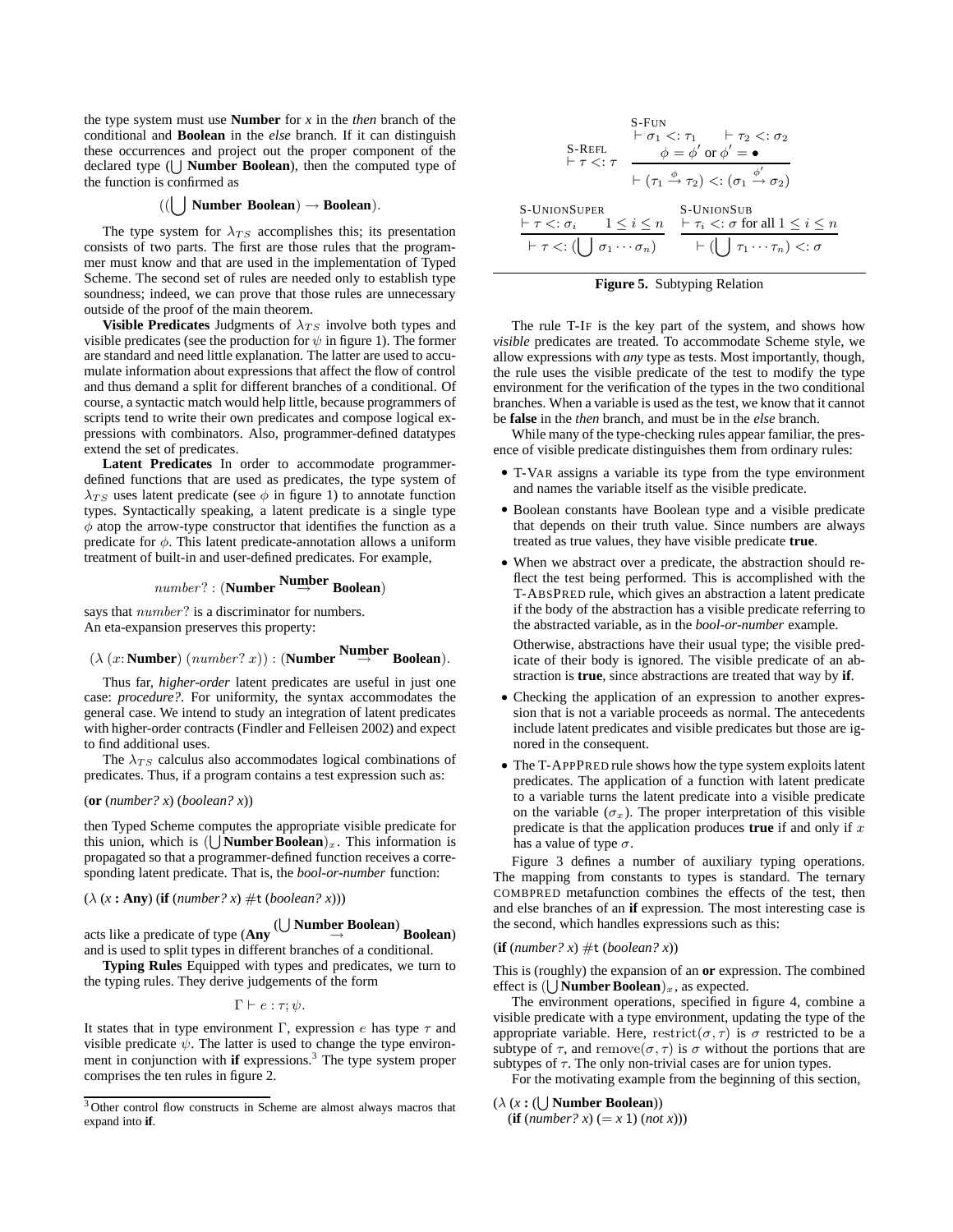the type system must use **Number** for *x* in the *then* branch of the conditional and **Boolean** in the *else* branch. If it can distinguish these occurrences and project out the proper component of the declared type ($\bigcup$ **Number Boolean**), then the computed type of the function is confirmed as

$$((\bigcup \textbf{ Number Boolean}) \rightarrow \textbf{Boolean}).$$

The type system for $\lambda_{TS}$ accomplishes this; its presentation consists of two parts. The first are those rules that the programmer must know and that are used in the implementation of Typed Scheme. The second set of rules are needed only to establish type soundness; indeed, we can prove that those rules are unnecessary outside of the proof of the main theorem.

**Visible Predicates** Judgments of $\lambda_{TS}$ involve both types and visible predicates (see the production for $\psi$ in figure 1). The former are standard and need little explanation. The latter are used to accumulate information about expressions that affect the flow of control and thus demand a split for different branches of a conditional. Of course, a syntactic match would help little, because programmers of scripts tend to write their own predicates and compose logical expressions with combinators. Also, programmer-defined datatypes extend the set of predicates.

**Latent Predicates** In order to accommodate programmer-defined functions that are used as predicates, the type system of $\lambda_{TS}$ uses latent predicate (see $\phi$ in figure 1) to annotate function types. Syntactically speaking, a latent predicate is a single type $\phi$ atop the arrow-type constructor that identifies the function as a predicate for $\phi$. This latent predicate-annotation allows a uniform treatment of built-in and user-defined predicates. For example,

$$number? : (\textbf{Number} \overset{\textbf{Number}}{\rightarrow} \textbf{Boolean})$$

says that $number?$ is a discriminator for numbers.
An eta-expansion preserves this property:

$$(\lambda\ (x\!: \textbf{Number})\ (number?\ x)) : (\textbf{Number} \overset{\textbf{Number}}{\rightarrow} \textbf{Boolean}).$$

Thus far, *higher-order* latent predicates are useful in just one case: *procedure?*. For uniformity, the syntax accommodates the general case. We intend to study an integration of latent predicates with higher-order contracts (Findler and Felleisen 2002) and expect to find additional uses.

The $\lambda_{TS}$ calculus also accommodates logical combinations of predicates. Thus, if a program contains a test expression such as:

(**or** (*number? x*) (*boolean? x*))

then Typed Scheme computes the appropriate visible predicate for this union, which is $(\bigcup \textbf{Number Boolean})_x$. This information is propagated so that a programmer-defined function receives a corresponding latent predicate. That is, the *bool-or-number* function:

($\lambda$ (*x* **: Any**) (**if** (*number? x*) #t (*boolean? x*)))

acts like a predicate of type $(\textbf{Any} \overset{(\bigcup \textbf{ Number Boolean})}{\rightarrow} \textbf{Boolean})$ and is used to split types in different branches of a conditional.

**Typing Rules** Equipped with types and predicates, we turn to the typing rules. They derive judgements of the form

$$\Gamma \vdash e : \tau; \psi.$$

It states that in type environment $\Gamma$, expression $e$ has type $\tau$ and visible predicate $\psi$. The latter is used to change the type environment in conjunction with **if** expressions.[3] The type system proper comprises the ten rules in figure 2.

[3] Other control flow constructs in Scheme are almost always macros that expand into **if**.

S-REFL
$$\frac{}{\vdash \tau <: \tau}$$

S-FUN
$$\frac{\vdash \sigma_1 <: \tau_1 \quad \vdash \tau_2 <: \sigma_2 \quad \phi = \phi' \text{ or } \phi' = \bullet}{\vdash (\tau_1 \overset{\phi}{\rightarrow} \tau_2) <: (\sigma_1 \overset{\phi'}{\rightarrow} \sigma_2)}$$

S-UNIONSUPER
$$\frac{\vdash \tau <: \sigma_i \quad 1 \leq i \leq n}{\vdash \tau <: (\bigcup \sigma_1 \cdots \sigma_n)}$$

S-UNIONSUB
$$\frac{\vdash \tau_i <: \sigma \text{ for all } 1 \leq i \leq n}{\vdash (\bigcup \tau_1 \cdots \tau_n) <: \sigma}$$

**Figure 5.** Subtyping Relation

The rule T-IF is the key part of the system, and shows how *visible* predicates are treated. To accommodate Scheme style, we allow expressions with *any* type as tests. Most importantly, though, the rule uses the visible predicate of the test to modify the type environment for the verification of the types in the two conditional branches. When a variable is used as the test, we know that it cannot be **false** in the *then* branch, and must be in the *else* branch.

While many of the type-checking rules appear familiar, the presence of visible predicate distinguishes them from ordinary rules:

- T-VAR assigns a variable its type from the type environment and names the variable itself as the visible predicate.
- Boolean constants have Boolean type and a visible predicate that depends on their truth value. Since numbers are always treated as true values, they have visible predicate **true**.
- When we abstract over a predicate, the abstraction should reflect the test being performed. This is accomplished with the T-ABSPRED rule, which gives an abstraction a latent predicate if the body of the abstraction has a visible predicate referring to the abstracted variable, as in the *bool-or-number* example.

  Otherwise, abstractions have their usual type; the visible predicate of their body is ignored. The visible predicate of an abstraction is **true**, since abstractions are treated that way by **if**.
- Checking the application of an expression to another expression that is not a variable proceeds as normal. The antecedents include latent predicates and visible predicates but those are ignored in the consequent.
- The T-APPPRED rule shows how the type system exploits latent predicates. The application of a function with latent predicate to a variable turns the latent predicate into a visible predicate on the variable ($\sigma_x$). The proper interpretation of this visible predicate is that the application produces **true** if and only if $x$ has a value of type $\sigma$.

Figure 3 defines a number of auxiliary typing operations. The mapping from constants to types is standard. The ternary COMBPRED metafunction combines the effects of the test, then and else branches of an **if** expression. The most interesting case is the second, which handles expressions such as this:

(**if** (*number? x*) #t (*boolean? x*))

This is (roughly) the expansion of an **or** expression. The combined effect is $(\bigcup \textbf{Number Boolean})_x$, as expected.

The environment operations, specified in figure 4, combine a visible predicate with a type environment, updating the type of the appropriate variable. Here, $\mathrm{restrict}(\sigma, \tau)$ is $\sigma$ restricted to be a subtype of $\tau$, and $\mathrm{remove}(\sigma, \tau)$ is $\sigma$ without the portions that are subtypes of $\tau$. The only non-trivial cases are for union types.

For the motivating example from the beginning of this section,

($\lambda$ (*x* **:** ($\bigcup$ **Number Boolean**))
  (**if** (*number? x*) (= *x* 1) (*not x*)))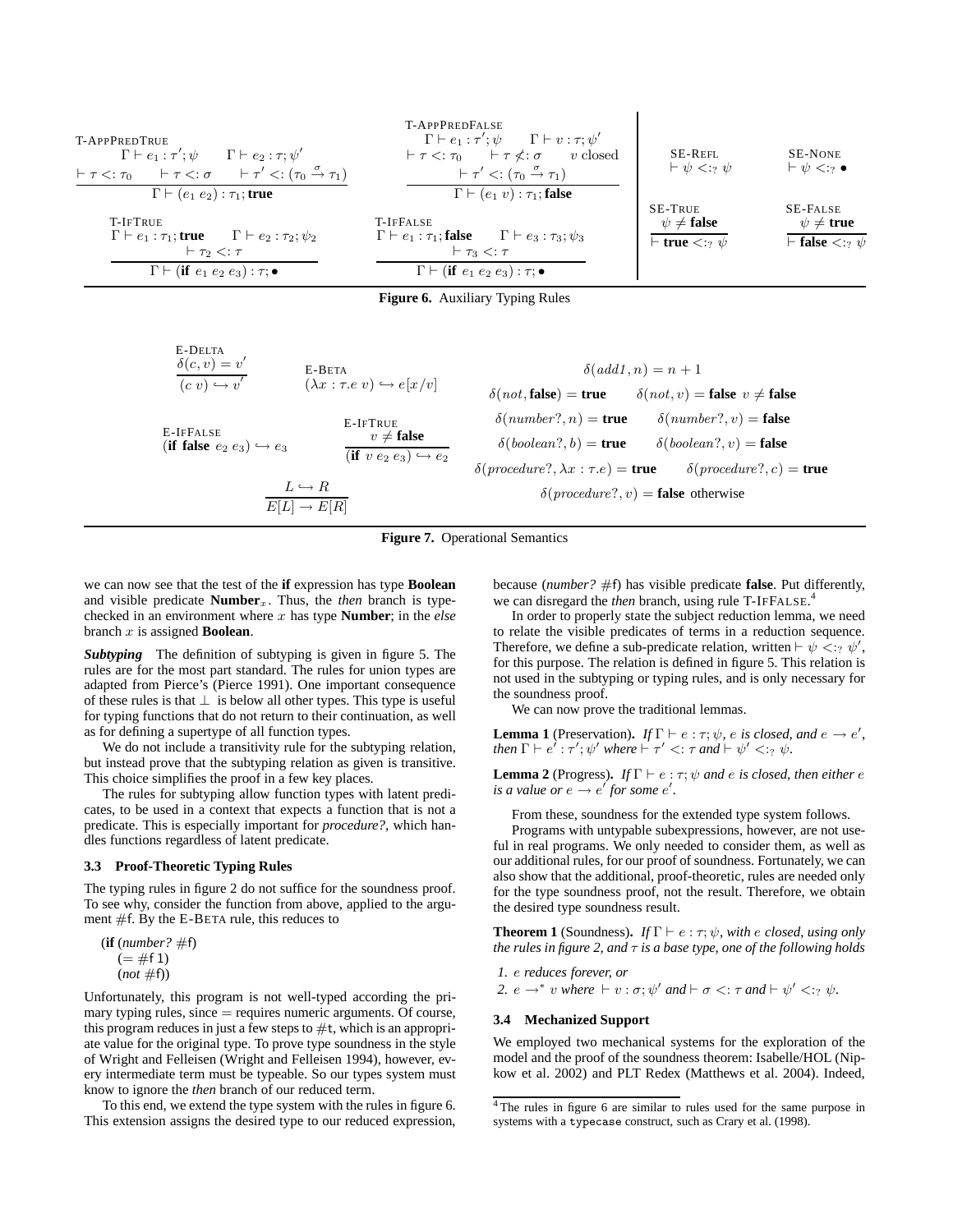**T-AppPredTrue**

$$\frac{\Gamma \vdash e_1 : \tau'; \psi \qquad \Gamma \vdash e_2 : \tau; \psi' \qquad \vdash \tau <: \tau_0 \qquad \vdash \tau <: \sigma \qquad \vdash \tau' <: (\tau_0 \xrightarrow{\sigma} \tau_1)}{\Gamma \vdash (e_1\ e_2) : \tau_1; \textbf{true}}$$

**T-AppPredFalse**

$$\frac{\Gamma \vdash e_1 : \tau'; \psi \qquad \Gamma \vdash v : \tau; \psi' \qquad \vdash \tau <: \tau_0 \qquad \vdash \tau \not<: \sigma \qquad v \text{ closed} \qquad \vdash \tau' <: (\tau_0 \xrightarrow{\sigma} \tau_1)}{\Gamma \vdash (e_1\ v) : \tau_1; \textbf{false}}$$

**SE-Refl**

$$\vdash \psi <:_? \psi$$

**SE-None**

$$\vdash \psi <:_? \bullet$$

**T-IfTrue**

$$\frac{\Gamma \vdash e_1 : \tau_1; \textbf{true} \qquad \Gamma \vdash e_2 : \tau_2; \psi_2 \qquad \vdash \tau_2 <: \tau}{\Gamma \vdash (\textbf{if}\ e_1\ e_2\ e_3) : \tau; \bullet}$$

**T-IfFalse**

$$\frac{\Gamma \vdash e_1 : \tau_1; \textbf{false} \qquad \Gamma \vdash e_3 : \tau_3; \psi_3 \qquad \vdash \tau_3 <: \tau}{\Gamma \vdash (\textbf{if}\ e_1\ e_2\ e_3) : \tau; \bullet}$$

**SE-True**

$$\frac{\psi \neq \textbf{false}}{\vdash \textbf{true} <:_? \psi}$$

**SE-False**

$$\frac{\psi \neq \textbf{true}}{\vdash \textbf{false} <:_? \psi}$$

**Figure 6.** Auxiliary Typing Rules

**E-Delta**

$$\frac{\delta(c, v) = v'}{(c\ v) \hookrightarrow v'}$$

**E-Beta**

$$(\lambda x : \tau.e\ v) \hookrightarrow e[x/v]$$

**E-IfFalse**

$$(\textbf{if false}\ e_2\ e_3) \hookrightarrow e_3$$

**E-IfTrue**

$$\frac{v \neq \textbf{false}}{(\textbf{if}\ v\ e_2\ e_3) \hookrightarrow e_2}$$

$$\frac{L \hookrightarrow R}{E[L] \rightarrow E[R]}$$

$$\delta(add1, n) = n + 1$$

$$\delta(not, \textbf{false}) = \textbf{true} \qquad \delta(not, v) = \textbf{false}\ \ v \neq \textbf{false}$$

$$\delta(number?, n) = \textbf{true} \qquad \delta(number?, v) = \textbf{false}$$

$$\delta(boolean?, b) = \textbf{true} \qquad \delta(boolean?, v) = \textbf{false}$$

$$\delta(procedure?, \lambda x : \tau.e) = \textbf{true} \qquad \delta(procedure?, c) = \textbf{true}$$

$$\delta(procedure?, v) = \textbf{false} \text{ otherwise}$$

**Figure 7.** Operational Semantics

we can now see that the test of the **if** expression has type **Boolean** and visible predicate $\textbf{Number}_x$. Thus, the *then* branch is typechecked in an environment where $x$ has type **Number**; in the *else* branch $x$ is assigned **Boolean**.

***Subtyping*** The definition of subtyping is given in figure 5. The rules are for the most part standard. The rules for union types are adapted from Pierce's (Pierce 1991). One important consequence of these rules is that $\perp$ is below all other types. This type is useful for typing functions that do not return to their continuation, as well as for defining a supertype of all function types.

We do not include a transitivity rule for the subtyping relation, but instead prove that the subtyping relation as given is transitive. This choice simplifies the proof in a few key places.

The rules for subtyping allow function types with latent predicates, to be used in a context that expects a function that is not a predicate. This is especially important for *procedure?*, which handles functions regardless of latent predicate.

### 3.3 Proof-Theoretic Typing Rules

The typing rules in figure 2 do not suffice for the soundness proof. To see why, consider the function from above, applied to the argument #f. By the E-Beta rule, this reduces to

```
(if (number? #f)
    (= #f 1)
    (not #f))
```

Unfortunately, this program is not well-typed according the primary typing rules, since = requires numeric arguments. Of course, this program reduces in just a few steps to #t, which is an appropriate value for the original type. To prove type soundness in the style of Wright and Felleisen (Wright and Felleisen 1994), however, every intermediate term must be typeable. So our types system must know to ignore the *then* branch of our reduced term.

To this end, we extend the type system with the rules in figure 6. This extension assigns the desired type to our reduced expression, because (*number?* #f) has visible predicate **false**. Put differently, we can disregard the *then* branch, using rule T-IfFalse.[4]

In order to properly state the subject reduction lemma, we need to relate the visible predicates of terms in a reduction sequence. Therefore, we define a sub-predicate relation, written $\vdash \psi <:_? \psi'$, for this purpose. The relation is defined in figure 5. This relation is not used in the subtyping or typing rules, and is only necessary for the soundness proof.

We can now prove the traditional lemmas.

**Lemma 1** (Preservation)**.** *If $\Gamma \vdash e : \tau; \psi$, $e$ is closed, and $e \rightarrow e'$, then $\Gamma \vdash e' : \tau'; \psi'$ where $\vdash \tau' <: \tau$ and $\vdash \psi' <:_? \psi$.*

**Lemma 2** (Progress)**.** *If $\Gamma \vdash e : \tau; \psi$ and $e$ is closed, then either $e$ is a value or $e \rightarrow e'$ for some $e'$.*

From these, soundness for the extended type system follows.

Programs with untypable subexpressions, however, are not useful in real programs. We only needed to consider them, as well as our additional rules, for our proof of soundness. Fortunately, we can also show that the additional, proof-theoretic, rules are needed only for the type soundness proof, not the result. Therefore, we obtain the desired type soundness result.

**Theorem 1** (Soundness)**.** *If $\Gamma \vdash e : \tau; \psi$, with $e$ closed, using only the rules in figure 2, and $\tau$ is a base type, one of the following holds*

1. *$e$ reduces forever, or*
2. *$e \rightarrow^* v$ where $\vdash v : \sigma; \psi'$ and $\vdash \sigma <: \tau$ and $\vdash \psi' <:_? \psi$.*

### 3.4 Mechanized Support

We employed two mechanical systems for the exploration of the model and the proof of the soundness theorem: Isabelle/HOL (Nipkow et al. 2002) and PLT Redex (Matthews et al. 2004). Indeed,

[4] The rules in figure 6 are similar to rules used for the same purpose in systems with a `typecase` construct, such as Crary et al. (1998).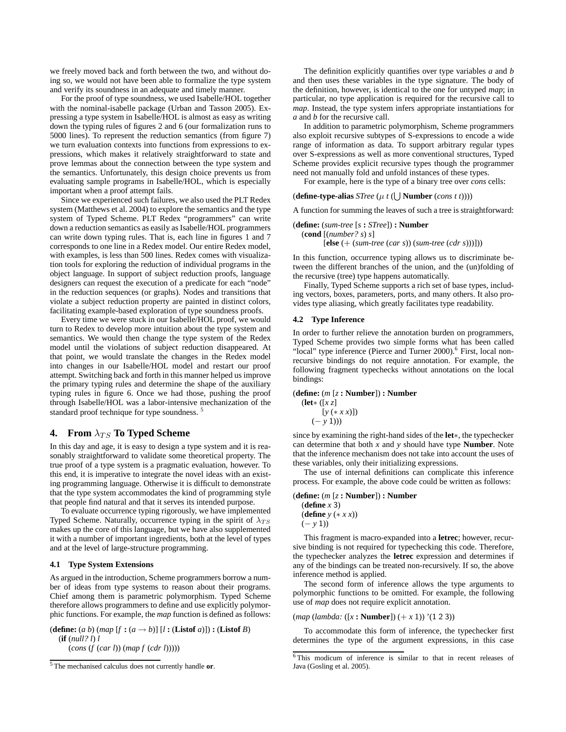we freely moved back and forth between the two, and without doing so, we would not have been able to formalize the type system and verify its soundness in an adequate and timely manner.

For the proof of type soundness, we used Isabelle/HOL together with the nominal-isabelle package (Urban and Tasson 2005). Expressing a type system in Isabelle/HOL is almost as easy as writing down the typing rules of figures 2 and 6 (our formalization runs to 5000 lines). To represent the reduction semantics (from figure 7) we turn evaluation contexts into functions from expressions to expressions, which makes it relatively straightforward to state and prove lemmas about the connection between the type system and the semantics. Unfortunately, this design choice prevents us from evaluating sample programs in Isabelle/HOL, which is especially important when a proof attempt fails.

Since we experienced such failures, we also used the PLT Redex system (Matthews et al. 2004) to explore the semantics and the type system of Typed Scheme. PLT Redex "programmers" can write down a reduction semantics as easily as Isabelle/HOL programmers can write down typing rules. That is, each line in figures 1 and 7 corresponds to one line in a Redex model. Our entire Redex model, with examples, is less than 500 lines. Redex comes with visualization tools for exploring the reduction of individual programs in the object language. In support of subject reduction proofs, language designers can request the execution of a predicate for each "node" in the reduction sequences (or graphs). Nodes and transitions that violate a subject reduction property are painted in distinct colors, facilitating example-based exploration of type soundness proofs.

Every time we were stuck in our Isabelle/HOL proof, we would turn to Redex to develop more intuition about the type system and semantics. We would then change the type system of the Redex model until the violations of subject reduction disappeared. At that point, we would translate the changes in the Redex model into changes in our Isabelle/HOL model and restart our proof attempt. Switching back and forth in this manner helped us improve the primary typing rules and determine the shape of the auxiliary typing rules in figure 6. Once we had those, pushing the proof through Isabelle/HOL was a labor-intensive mechanization of the standard proof technique for type soundness. [5]

## 4. From $\lambda_{TS}$ To Typed Scheme

In this day and age, it is easy to design a type system and it is reasonably straightforward to validate some theoretical property. The true proof of a type system is a pragmatic evaluation, however. To this end, it is imperative to integrate the novel ideas with an existing programming language. Otherwise it is difficult to demonstrate that the type system accommodates the kind of programming style that people find natural and that it serves its intended purpose.

To evaluate occurrence typing rigorously, we have implemented Typed Scheme. Naturally, occurrence typing in the spirit of $\lambda_{TS}$ makes up the core of this language, but we have also supplemented it with a number of important ingredients, both at the level of types and at the level of large-structure programming.

### 4.1 Type System Extensions

As argued in the introduction, Scheme programmers borrow a number of ideas from type systems to reason about their programs. Chief among them is parametric polymorphism. Typed Scheme therefore allows programmers to define and use explicitly polymorphic functions. For example, the *map* function is defined as follows:

```
(define: (a b) (map [f : (a → b)] [l : (Listof a)]) : (Listof B)
  (if (null? l) l
      (cons (f (car l)) (map f (cdr l)))))
```

The definition explicitly quantifies over type variables *a* and *b* and then uses these variables in the type signature. The body of the definition, however, is identical to the one for untyped *map*; in particular, no type application is required for the recursive call to *map*. Instead, the type system infers appropriate instantiations for *a* and *b* for the recursive call.

In addition to parametric polymorphism, Scheme programmers also exploit recursive subtypes of S-expressions to encode a wide range of information as data. To support arbitrary regular types over S-expressions as well as more conventional structures, Typed Scheme provides explicit recursive types though the programmer need not manually fold and unfold instances of these types.

For example, here is the type of a binary tree over *cons* cells:

```
(define-type-alias STree (μ t (⋃ Number (cons t t))))
```

A function for summing the leaves of such a tree is straightforward:

```
(define: (sum-tree [s : STree]) : Number
  (cond [(number? s) s]
        [else (+ (sum-tree (car s)) (sum-tree (cdr s)))]))
```

In this function, occurrence typing allows us to discriminate between the different branches of the union, and the (un)folding of the recursive (tree) type happens automatically.

Finally, Typed Scheme supports a rich set of base types, including vectors, boxes, parameters, ports, and many others. It also provides type aliasing, which greatly facilitates type readability.

### 4.2 Type Inference

In order to further relieve the annotation burden on programmers, Typed Scheme provides two simple forms what has been called "local" type inference (Pierce and Turner 2000).[6] First, local non-recursive bindings do not require annotation. For example, the following fragment typechecks without annotations on the local bindings:

```
(define: (m [z : Number]) : Number
  (let* ([x z]
         [y (* x x)])
    (- y 1)))
```

since by examining the right-hand sides of the **let**∗, the typechecker can determine that both *x* and *y* should have type **Number**. Note that the inference mechanism does not take into account the uses of these variables, only their initializing expressions.

The use of internal definitions can complicate this inference process. For example, the above code could be written as follows:

```
(define: (m [z : Number]) : Number
  (define x 3)
  (define y (* x x))
  (- y 1))
```

This fragment is macro-expanded into a **letrec**; however, recursive binding is not required for typechecking this code. Therefore, the typechecker analyzes the **letrec** expression and determines if any of the bindings can be treated non-recursively. If so, the above inference method is applied.

The second form of inference allows the type arguments to polymorphic functions to be omitted. For example, the following use of *map* does not require explicit annotation.

```
(map (lambda: ([x : Number]) (+ x 1)) '(1 2 3))
```

To accommodate this form of inference, the typechecker first determines the type of the argument expressions, in this case

[5] The mechanised calculus does not currently handle **or**.

[6] This modicum of inference is similar to that in recent releases of Java (Gosling et al. 2005).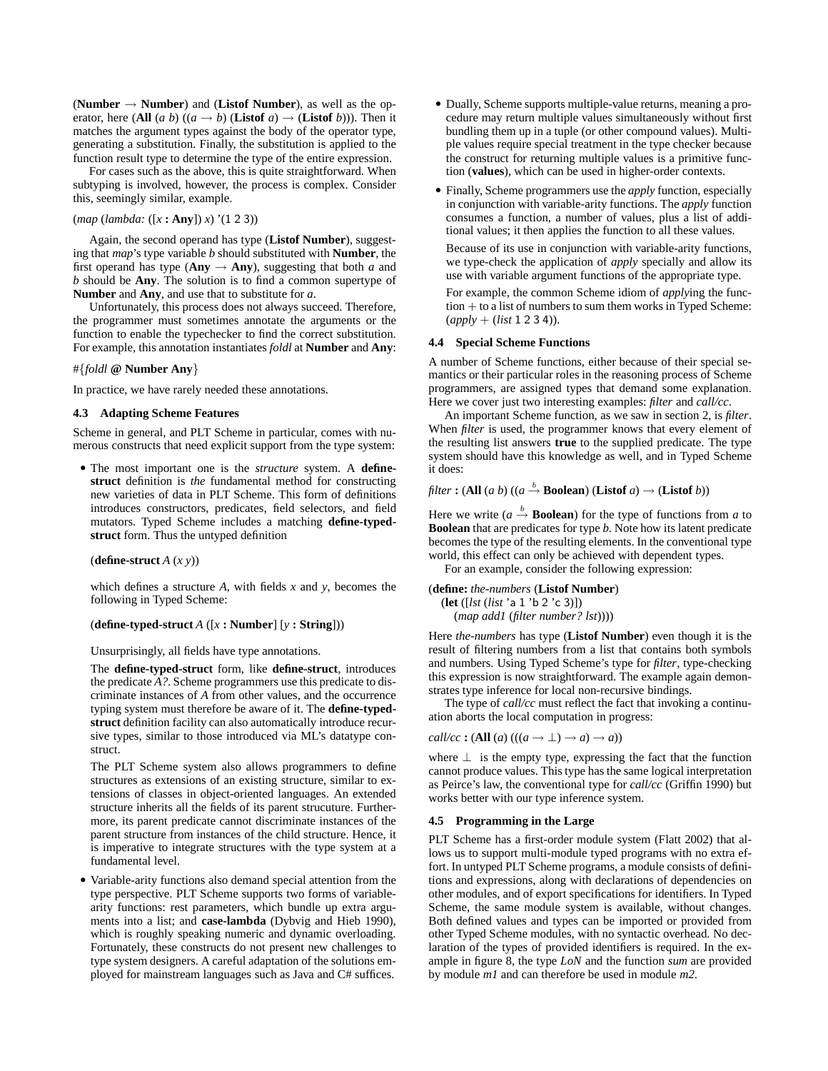(**Number** → **Number**) and (**Listof Number**), as well as the operator, here (**All** (*a b*) ((*a* → *b*) (**Listof** *a*) → (**Listof** *b*))). Then it matches the argument types against the body of the operator type, generating a substitution. Finally, the substitution is applied to the function result type to determine the type of the entire expression.

For cases such as the above, this is quite straightforward. When subtyping is involved, however, the process is complex. Consider this, seemingly similar, example.

```
(map (lambda: ([x : Any]) x) '(1 2 3))
```

Again, the second operand has type (**Listof Number**), suggesting that *map*'s type variable *b* should substituted with **Number**, the first operand has type (**Any** → **Any**), suggesting that both *a* and *b* should be **Any**. The solution is to find a common supertype of **Number** and **Any**, and use that to substitute for *a*.

Unfortunately, this process does not always succeed. Therefore, the programmer must sometimes annotate the arguments or the function to enable the typechecker to find the correct substitution. For example, this annotation instantiates *foldl* at **Number** and **Any**:

```
#{foldl @ Number Any}
```

In practice, we have rarely needed these annotations.

### 4.3 Adapting Scheme Features

Scheme in general, and PLT Scheme in particular, comes with numerous constructs that need explicit support from the type system:

- The most important one is the *structure* system. A **define-struct** definition is *the* fundamental method for constructing new varieties of data in PLT Scheme. This form of definitions introduces constructors, predicates, field selectors, and field mutators. Typed Scheme includes a matching **define-typed-struct** form. Thus the untyped definition

  ```
  (define-struct A (x y))
  ```

  which defines a structure *A*, with fields *x* and *y*, becomes the following in Typed Scheme:

  ```
  (define-typed-struct A ([x : Number] [y : String]))
  ```

  Unsurprisingly, all fields have type annotations.

  The **define-typed-struct** form, like **define-struct**, introduces the predicate *A?*. Scheme programmers use this predicate to discriminate instances of *A* from other values, and the occurrence typing system must therefore be aware of it. The **define-typed-struct** definition facility can also automatically introduce recursive types, similar to those introduced via ML's datatype construct.

  The PLT Scheme system also allows programmers to define structures as extensions of an existing structure, similar to extensions of classes in object-oriented languages. An extended structure inherits all the fields of its parent strucuture. Furthermore, its parent predicate cannot discriminate instances of the parent structure from instances of the child structure. Hence, it is imperative to integrate structures with the type system at a fundamental level.

- Variable-arity functions also demand special attention from the type perspective. PLT Scheme supports two forms of variable-arity functions: rest parameters, which bundle up extra arguments into a list; and **case-lambda** (Dybvig and Hieb 1990), which is roughly speaking numeric and dynamic overloading. Fortunately, these constructs do not present new challenges to type system designers. A careful adaptation of the solutions employed for mainstream languages such as Java and C# suffices.

- Dually, Scheme supports multiple-value returns, meaning a procedure may return multiple values simultaneously without first bundling them up in a tuple (or other compound values). Multiple values require special treatment in the type checker because the construct for returning multiple values is a primitive function (**values**), which can be used in higher-order contexts.

- Finally, Scheme programmers use the *apply* function, especially in conjunction with variable-arity functions. The *apply* function consumes a function, a number of values, plus a list of additional values; it then applies the function to all these values.

  Because of its use in conjunction with variable-arity functions, we type-check the application of *apply* specially and allow its use with variable argument functions of the appropriate type.

  For example, the common Scheme idiom of *apply*ing the function + to a list of numbers to sum them works in Typed Scheme: (*apply* + (*list* 1 2 3 4)).

### 4.4 Special Scheme Functions

A number of Scheme functions, either because of their special semantics or their particular roles in the reasoning process of Scheme programmers, are assigned types that demand some explanation. Here we cover just two interesting examples: *filter* and *call/cc*.

An important Scheme function, as we saw in section 2, is *filter*. When *filter* is used, the programmer knows that every element of the resulting list answers **true** to the supplied predicate. The type system should have this knowledge as well, and in Typed Scheme it does:

*filter* **:** (**All** (*a b*) (($a \xrightarrow{b}$ **Boolean**) (**Listof** *a*) → (**Listof** *b*))

Here we write ($a \xrightarrow{b}$ **Boolean**) for the type of functions from *a* to **Boolean** that are predicates for type *b*. Note how its latent predicate becomes the type of the resulting elements. In the conventional type world, this effect can only be achieved with dependent types.

For an example, consider the following expression:

```
(define: the-numbers (Listof Number)
  (let ([lst (list 'a 1 'b 2 'c 3)])
    (map add1 (filter number? lst))))
```

Here *the-numbers* has type (**Listof Number**) even though it is the result of filtering numbers from a list that contains both symbols and numbers. Using Typed Scheme's type for *filter*, type-checking this expression is now straightforward. The example again demonstrates type inference for local non-recursive bindings.

The type of *call/cc* must reflect the fact that invoking a continuation aborts the local computation in progress:

*call/cc* **:** (**All** (*a*) (((*a* → ⊥) → *a*) → *a*))

where ⊥ is the empty type, expressing the fact that the function cannot produce values. This type has the same logical interpretation as Peirce's law, the conventional type for *call/cc* (Griffin 1990) but works better with our type inference system.

### 4.5 Programming in the Large

PLT Scheme has a first-order module system (Flatt 2002) that allows us to support multi-module typed programs with no extra effort. In untyped PLT Scheme programs, a module consists of definitions and expressions, along with declarations of dependencies on other modules, and of export specifications for identifiers. In Typed Scheme, the same module system is available, without changes. Both defined values and types can be imported or provided from other Typed Scheme modules, with no syntactic overhead. No declaration of the types of provided identifiers is required. In the example in figure 8, the type *LoN* and the function *sum* are provided by module *m1* and can therefore be used in module *m2*.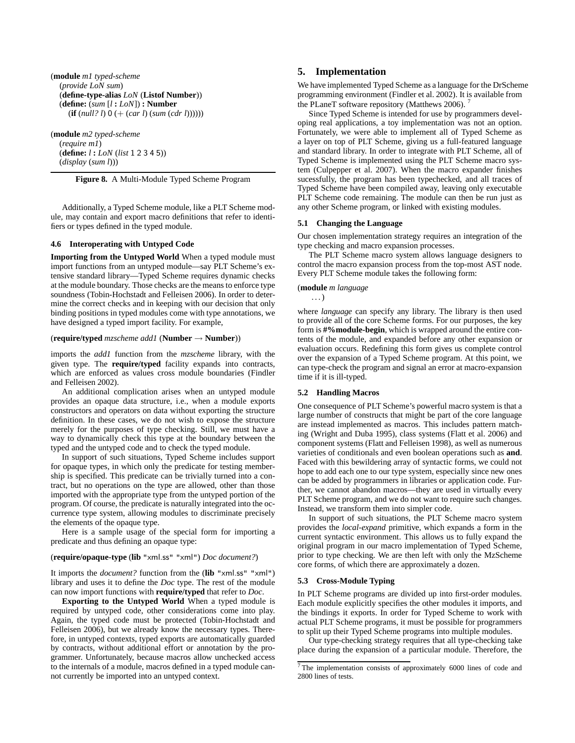```
(module m1 typed-scheme
  (provide LoN sum)
  (define-type-alias LoN (Listof Number))
  (define: (sum [l : LoN]) : Number
    (if (null? l) 0 (+ (car l) (sum (cdr l))))))

(module m2 typed-scheme
  (require m1)
  (define: l : LoN (list 1 2 3 4 5))
  (display (sum l)))
```

**Figure 8.** A Multi-Module Typed Scheme Program

Additionally, a Typed Scheme module, like a PLT Scheme module, may contain and export macro definitions that refer to identifiers or types defined in the typed module.

### 4.6 Interoperating with Untyped Code

**Importing from the Untyped World** When a typed module must import functions from an untyped module—say PLT Scheme's extensive standard library—Typed Scheme requires dynamic checks at the module boundary. Those checks are the means to enforce type soundness (Tobin-Hochstadt and Felleisen 2006). In order to determine the correct checks and in keeping with our decision that only binding positions in typed modules come with type annotations, we have designed a typed import facility. For example,

```
(require/typed mzscheme add1 (Number → Number))
```

imports the *add1* function from the *mzscheme* library, with the given type. The **require/typed** facility expands into contracts, which are enforced as values cross module boundaries (Findler and Felleisen 2002).

An additional complication arises when an untyped module provides an opaque data structure, i.e., when a module exports constructors and operators on data without exporting the structure definition. In these cases, we do not wish to expose the structure merely for the purposes of type checking. Still, we must have a way to dynamically check this type at the boundary between the typed and the untyped code and to check the typed module.

In support of such situations, Typed Scheme includes support for opaque types, in which only the predicate for testing membership is specified. This predicate can be trivially turned into a contract, but no operations on the type are allowed, other than those imported with the appropriate type from the untyped portion of the program. Of course, the predicate is naturally integrated into the occurrence type system, allowing modules to discriminate precisely the elements of the opaque type.

Here is a sample usage of the special form for importing a predicate and thus defining an opaque type:

```
(require/opaque-type (lib "xml.ss" "xml") Doc document?)
```

It imports the *document?* function from the (**lib** "xml.ss" "xml") library and uses it to define the *Doc* type. The rest of the module can now import functions with **require/typed** that refer to *Doc*.

**Exporting to the Untyped World** When a typed module is required by untyped code, other considerations come into play. Again, the typed code must be protected (Tobin-Hochstadt and Felleisen 2006), but we already know the necessary types. Therefore, in untyped contexts, typed exports are automatically guarded by contracts, without additional effort or annotation by the programmer. Unfortunately, because macros allow unchecked access to the internals of a module, macros defined in a typed module cannot currently be imported into an untyped context.

## 5. Implementation

We have implemented Typed Scheme as a language for the DrScheme programming environment (Findler et al. 2002). It is available from the PLaneT software repository (Matthews 2006). [7]

Since Typed Scheme is intended for use by programmers developing real applications, a toy implementation was not an option. Fortunately, we were able to implement all of Typed Scheme as a layer on top of PLT Scheme, giving us a full-featured language and standard library. In order to integrate with PLT Scheme, all of Typed Scheme is implemented using the PLT Scheme macro system (Culpepper et al. 2007). When the macro expander finishes sucessfully, the program has been typechecked, and all traces of Typed Scheme have been compiled away, leaving only executable PLT Scheme code remaining. The module can then be run just as any other Scheme program, or linked with existing modules.

### 5.1 Changing the Language

Our chosen implementation strategy requires an integration of the type checking and macro expansion processes.

The PLT Scheme macro system allows language designers to control the macro expansion process from the top-most AST node. Every PLT Scheme module takes the following form:

```
(module m language
  ...)
```

where *language* can specify any library. The library is then used to provide all of the core Scheme forms. For our purposes, the key form is **#%module-begin**, which is wrapped around the entire contents of the module, and expanded before any other expansion or evaluation occurs. Redefining this form gives us complete control over the expansion of a Typed Scheme program. At this point, we can type-check the program and signal an error at macro-expansion time if it is ill-typed.

### 5.2 Handling Macros

One consequence of PLT Scheme's powerful macro system is that a large number of constructs that might be part of the core language are instead implemented as macros. This includes pattern matching (Wright and Duba 1995), class systems (Flatt et al. 2006) and component systems (Flatt and Felleisen 1998), as well as numerous varieties of conditionals and even boolean operations such as **and**. Faced with this bewildering array of syntactic forms, we could not hope to add each one to our type system, especially since new ones can be added by programmers in libraries or application code. Further, we cannot abandon macros—they are used in virtually every PLT Scheme program, and we do not want to require such changes. Instead, we transform them into simpler code.

In support of such situations, the PLT Scheme macro system provides the *local-expand* primitive, which expands a form in the current syntactic environment. This allows us to fully expand the original program in our macro implementation of Typed Scheme, prior to type checking. We are then left with only the MzScheme core forms, of which there are approximately a dozen.

### 5.3 Cross-Module Typing

In PLT Scheme programs are divided up into first-order modules. Each module explicitly specifies the other modules it imports, and the bindings it exports. In order for Typed Scheme to work with actual PLT Scheme programs, it must be possible for programmers to split up their Typed Scheme programs into multiple modules.

Our type-checking strategy requires that all type-checking take place during the expansion of a particular module. Therefore, the

[7] The implementation consists of approximately 6000 lines of code and 2800 lines of tests.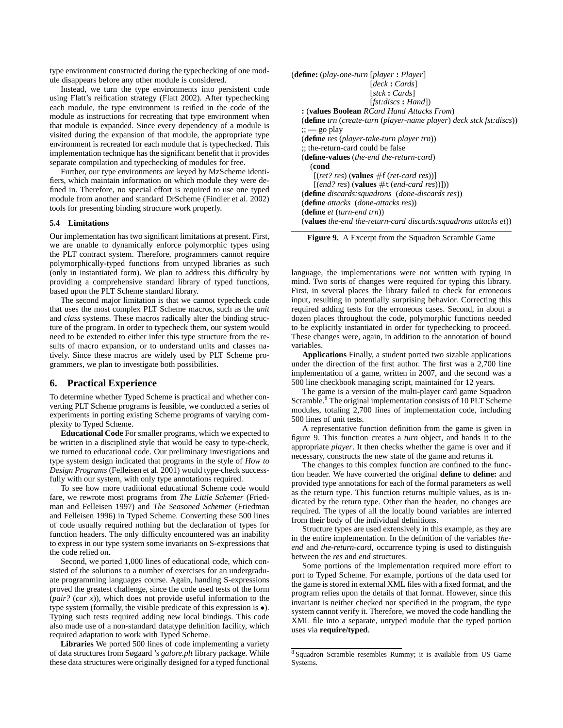type environment constructed during the typechecking of one module disappears before any other module is considered.

Instead, we turn the type environments into persistent code using Flatt's reification strategy (Flatt 2002). After typechecking each module, the type environment is reified in the code of the module as instructions for recreating that type environment when that module is expanded. Since every dependency of a module is visited during the expansion of that module, the appropriate type environment is recreated for each module that is typechecked. This implementation technique has the significant benefit that it provides separate compilation and typechecking of modules for free.

Further, our type environments are keyed by MzScheme identifiers, which maintain information on which module they were defined in. Therefore, no special effort is required to use one typed module from another and standard DrScheme (Findler et al. 2002) tools for presenting binding structure work properly.

### 5.4 Limitations

Our implementation has two significant limitations at present. First, we are unable to dynamically enforce polymorphic types using the PLT contract system. Therefore, programmers cannot require polymorphically-typed functions from untyped libraries as such (only in instantiated form). We plan to address this difficulty by providing a comprehensive standard library of typed functions, based upon the PLT Scheme standard library.

The second major limitation is that we cannot typecheck code that uses the most complex PLT Scheme macros, such as the *unit* and *class* systems. These macros radically alter the binding structure of the program. In order to typecheck them, our system would need to be extended to either infer this type structure from the results of macro expansion, or to understand units and classes natively. Since these macros are widely used by PLT Scheme programmers, we plan to investigate both possibilities.

## 6. Practical Experience

To determine whether Typed Scheme is practical and whether converting PLT Scheme programs is feasible, we conducted a series of experiments in porting existing Scheme programs of varying complexity to Typed Scheme.

**Educational Code** For smaller programs, which we expected to be written in a disciplined style that would be easy to type-check, we turned to educational code. Our preliminary investigations and type system design indicated that programs in the style of *How to Design Programs* (Felleisen et al. 2001) would type-check successfully with our system, with only type annotations required.

To see how more traditional educational Scheme code would fare, we rewrote most programs from *The Little Schemer* (Friedman and Felleisen 1997) and *The Seasoned Schemer* (Friedman and Felleisen 1996) in Typed Scheme. Converting these 500 lines of code usually required nothing but the declaration of types for function headers. The only difficulty encountered was an inability to express in our type system some invariants on S-expressions that the code relied on.

Second, we ported 1,000 lines of educational code, which consisted of the solutions to a number of exercises for an undergraduate programming languages course. Again, handing S-expressions proved the greatest challenge, since the code used tests of the form (*pair?* (*car x*)), which does not provide useful information to the type system (formally, the visible predicate of this expression is $\bullet$). Typing such tests required adding new local bindings. This code also made use of a non-standard datatype definition facility, which required adaptation to work with Typed Scheme.

**Libraries** We ported 500 lines of code implementing a variety of data structures from Søgaard 's *galore.plt* library package. While these data structures were originally designed for a typed functional language, the implementations were not written with typing in mind. Two sorts of changes were required for typing this library. First, in several places the library failed to check for erroneous input, resulting in potentially surprising behavior. Correcting this required adding tests for the erroneous cases. Second, in about a dozen places throughout the code, polymorphic functions needed to be explicitly instantiated in order for typechecking to proceed. These changes were, again, in addition to the annotation of bound variables.

**Applications** Finally, a student ported two sizable applications under the direction of the first author. The first was a 2,700 line implementation of a game, written in 2007, and the second was a 500 line checkbook managing script, maintained for 12 years.

The game is a version of the multi-player card game Squadron Scramble.[8] The original implementation consists of 10 PLT Scheme modules, totaling 2,700 lines of implementation code, including 500 lines of unit tests.

A representative function definition from the game is given in figure 9. This function creates a *turn* object, and hands it to the appropriate *player*. It then checks whether the game is over and if necessary, constructs the new state of the game and returns it.

```
(define: (play-one-turn [player : Player]
                        [deck : Cards]
                        [stck : Cards]
                        [fst:discs : Hand])
  : (values Boolean RCard Hand Attacks From)
  (define trn (create-turn (player-name player) deck stck fst:discs))
  ;; — go play
  (define res (player-take-turn player trn))
  ;; the-return-card could be false
  (define-values (the-end the-return-card)
    (cond
      [(ret? res) (values #f (ret-card res))]
      [(end? res) (values #t (end-card res))]))
  (define discards:squadrons (done-discards res))
  (define attacks (done-attacks res))
  (define et (turn-end trn))
  (values the-end the-return-card discards:squadrons attacks et))
```

**Figure 9.** A Excerpt from the Squadron Scramble Game

The changes to this complex function are confined to the function header. We have converted the original **define** to **define:** and provided type annotations for each of the formal parameters as well as the return type. This function returns multiple values, as is indicated by the return type. Other than the header, no changes are required. The types of all the locally bound variables are inferred from their body of the individual definitions.

Structure types are used extensively in this example, as they are in the entire implementation. In the definition of the variables *the-end* and *the-return-card*, occurrence typing is used to distinguish between the *res* and *end* structures.

Some portions of the implementation required more effort to port to Typed Scheme. For example, portions of the data used for the game is stored in external XML files with a fixed format, and the program relies upon the details of that format. However, since this invariant is neither checked nor specified in the program, the type system cannot verify it. Therefore, we moved the code handling the XML file into a separate, untyped module that the typed portion uses via **require/typed**.

[8] Squadron Scramble resembles Rummy; it is available from US Game Systems.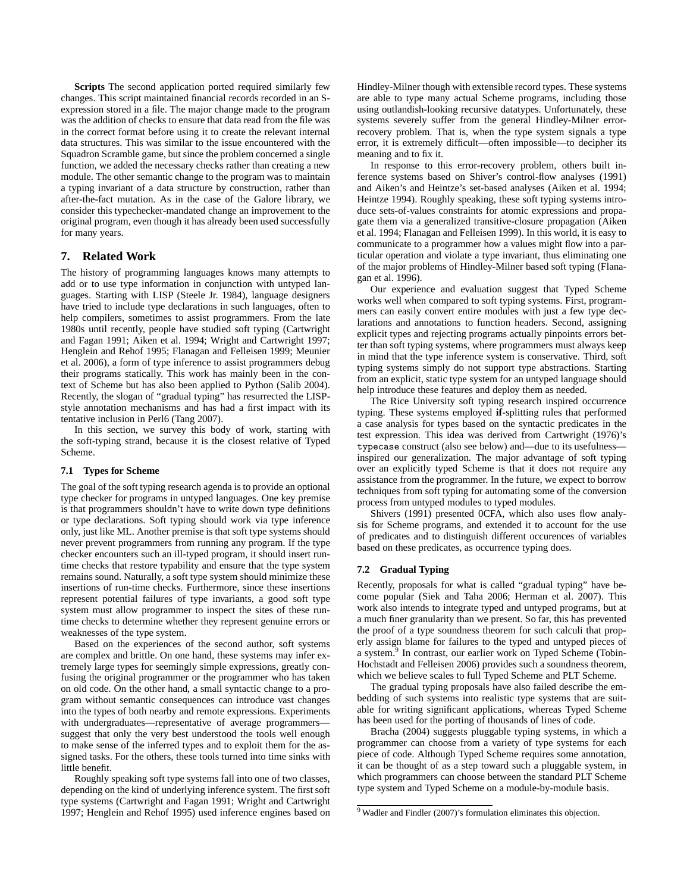**Scripts** The second application ported required similarly few changes. This script maintained financial records recorded in an S-expression stored in a file. The major change made to the program was the addition of checks to ensure that data read from the file was in the correct format before using it to create the relevant internal data structures. This was similar to the issue encountered with the Squadron Scramble game, but since the problem concerned a single function, we added the necessary checks rather than creating a new module. The other semantic change to the program was to maintain a typing invariant of a data structure by construction, rather than after-the-fact mutation. As in the case of the Galore library, we consider this typechecker-mandated change an improvement to the original program, even though it has already been used successfully for many years.

## 7. Related Work

The history of programming languages knows many attempts to add or to use type information in conjunction with untyped languages. Starting with LISP (Steele Jr. 1984), language designers have tried to include type declarations in such languages, often to help compilers, sometimes to assist programmers. From the late 1980s until recently, people have studied soft typing (Cartwright and Fagan 1991; Aiken et al. 1994; Wright and Cartwright 1997; Henglein and Rehof 1995; Flanagan and Felleisen 1999; Meunier et al. 2006), a form of type inference to assist programmers debug their programs statically. This work has mainly been in the context of Scheme but has also been applied to Python (Salib 2004). Recently, the slogan of "gradual typing" has resurrected the LISP-style annotation mechanisms and has had a first impact with its tentative inclusion in Perl6 (Tang 2007).

In this section, we survey this body of work, starting with the soft-typing strand, because it is the closest relative of Typed Scheme.

### 7.1 Types for Scheme

The goal of the soft typing research agenda is to provide an optional type checker for programs in untyped languages. One key premise is that programmers shouldn't have to write down type definitions or type declarations. Soft typing should work via type inference only, just like ML. Another premise is that soft type systems should never prevent programmers from running any program. If the type checker encounters such an ill-typed program, it should insert run-time checks that restore typability and ensure that the type system remains sound. Naturally, a soft type system should minimize these insertions of run-time checks. Furthermore, since these insertions represent potential failures of type invariants, a good soft type system must allow programmer to inspect the sites of these run-time checks to determine whether they represent genuine errors or weaknesses of the type system.

Based on the experiences of the second author, soft systems are complex and brittle. On one hand, these systems may infer extremely large types for seemingly simple expressions, greatly confusing the original programmer or the programmer who has taken on old code. On the other hand, a small syntactic change to a program without semantic consequences can introduce vast changes into the types of both nearby and remote expressions. Experiments with undergraduates—representative of average programmers—suggest that only the very best understood the tools well enough to make sense of the inferred types and to exploit them for the assigned tasks. For the others, these tools turned into time sinks with little benefit.

Roughly speaking soft type systems fall into one of two classes, depending on the kind of underlying inference system. The first soft type systems (Cartwright and Fagan 1991; Wright and Cartwright 1997; Henglein and Rehof 1995) used inference engines based on Hindley-Milner though with extensible record types. These systems are able to type many actual Scheme programs, including those using outlandish-looking recursive datatypes. Unfortunately, these systems severely suffer from the general Hindley-Milner error-recovery problem. That is, when the type system signals a type error, it is extremely difficult—often impossible—to decipher its meaning and to fix it.

In response to this error-recovery problem, others built inference systems based on Shiver's control-flow analyses (1991) and Aiken's and Heintze's set-based analyses (Aiken et al. 1994; Heintze 1994). Roughly speaking, these soft typing systems introduce sets-of-values constraints for atomic expressions and propagate them via a generalized transitive-closure propagation (Aiken et al. 1994; Flanagan and Felleisen 1999). In this world, it is easy to communicate to a programmer how a values might flow into a particular operation and violate a type invariant, thus eliminating one of the major problems of Hindley-Milner based soft typing (Flanagan et al. 1996).

Our experience and evaluation suggest that Typed Scheme works well when compared to soft typing systems. First, programmers can easily convert entire modules with just a few type declarations and annotations to function headers. Second, assigning explicit types and rejecting programs actually pinpoints errors better than soft typing systems, where programmers must always keep in mind that the type inference system is conservative. Third, soft typing systems simply do not support type abstractions. Starting from an explicit, static type system for an untyped language should help introduce these features and deploy them as needed.

The Rice University soft typing research inspired occurrence typing. These systems employed **if**-splitting rules that performed a case analysis for types based on the syntactic predicates in the test expression. This idea was derived from Cartwright (1976)'s `typecase` construct (also see below) and—due to its usefulness—inspired our generalization. The major advantage of soft typing over an explicitly typed Scheme is that it does not require any assistance from the programmer. In the future, we expect to borrow techniques from soft typing for automating some of the conversion process from untyped modules to typed modules.

Shivers (1991) presented 0CFA, which also uses flow analysis for Scheme programs, and extended it to account for the use of predicates and to distinguish different occurences of variables based on these predicates, as occurrence typing does.

### 7.2 Gradual Typing

Recently, proposals for what is called "gradual typing" have become popular (Siek and Taha 2006; Herman et al. 2007). This work also intends to integrate typed and untyped programs, but at a much finer granularity than we present. So far, this has prevented the proof of a type soundness theorem for such calculi that properly assign blame for failures to the typed and untyped pieces of a system.[9] In contrast, our earlier work on Typed Scheme (Tobin-Hochstadt and Felleisen 2006) provides such a soundness theorem, which we believe scales to full Typed Scheme and PLT Scheme.

The gradual typing proposals have also failed describe the embedding of such systems into realistic type systems that are suitable for writing significant applications, whereas Typed Scheme has been used for the porting of thousands of lines of code.

Bracha (2004) suggests pluggable typing systems, in which a programmer can choose from a variety of type systems for each piece of code. Although Typed Scheme requires some annotation, it can be thought of as a step toward such a pluggable system, in which programmers can choose between the standard PLT Scheme type system and Typed Scheme on a module-by-module basis.

[9] Wadler and Findler (2007)'s formulation eliminates this objection.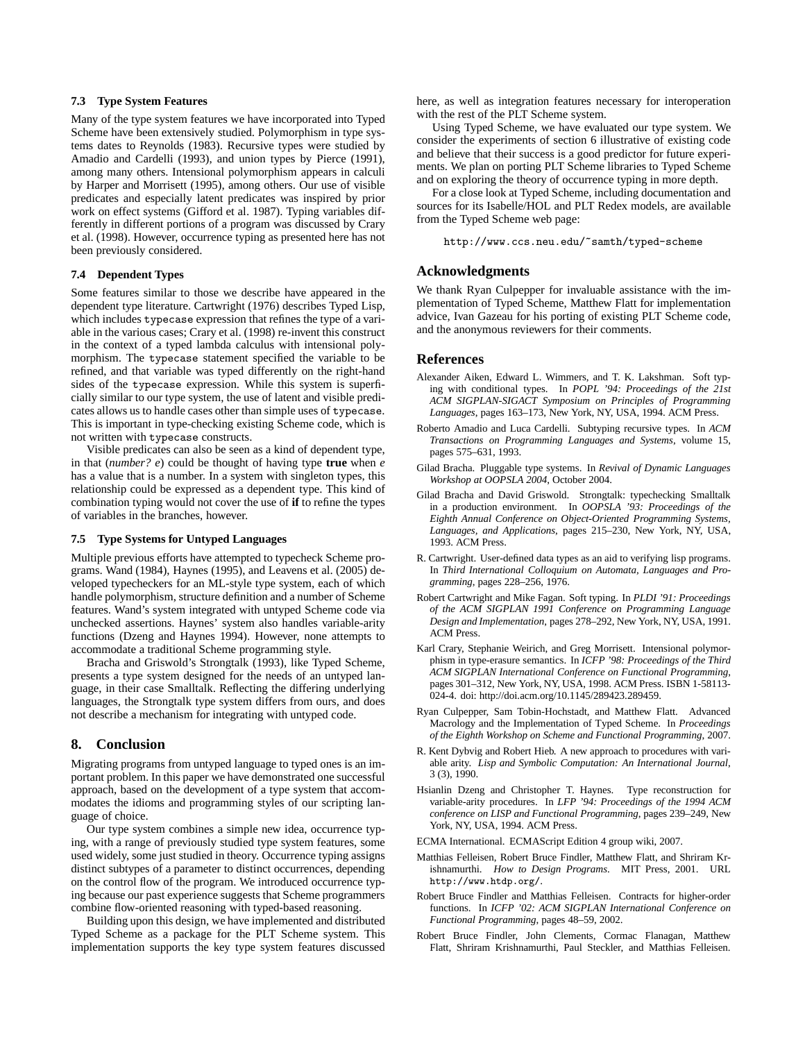### 7.3 Type System Features

Many of the type system features we have incorporated into Typed Scheme have been extensively studied. Polymorphism in type systems dates to Reynolds (1983). Recursive types were studied by Amadio and Cardelli (1993), and union types by Pierce (1991), among many others. Intensional polymorphism appears in calculi by Harper and Morrisett (1995), among others. Our use of visible predicates and especially latent predicates was inspired by prior work on effect systems (Gifford et al. 1987). Typing variables differently in different portions of a program was discussed by Crary et al. (1998). However, occurrence typing as presented here has not been previously considered.

### 7.4 Dependent Types

Some features similar to those we describe have appeared in the dependent type literature. Cartwright (1976) describes Typed Lisp, which includes `typecase` expression that refines the type of a variable in the various cases; Crary et al. (1998) re-invent this construct in the context of a typed lambda calculus with intensional polymorphism. The `typecase` statement specified the variable to be refined, and that variable was typed differently on the right-hand sides of the `typecase` expression. While this system is superficially similar to our type system, the use of latent and visible predicates allows us to handle cases other than simple uses of `typecase`. This is important in type-checking existing Scheme code, which is not written with `typecase` constructs.

Visible predicates can also be seen as a kind of dependent type, in that (*number? e*) could be thought of having type **true** when *e* has a value that is a number. In a system with singleton types, this relationship could be expressed as a dependent type. This kind of combination typing would not cover the use of **if** to refine the types of variables in the branches, however.

### 7.5 Type Systems for Untyped Languages

Multiple previous efforts have attempted to typecheck Scheme programs. Wand (1984), Haynes (1995), and Leavens et al. (2005) developed typecheckers for an ML-style type system, each of which handle polymorphism, structure definition and a number of Scheme features. Wand's system integrated with untyped Scheme code via unchecked assertions. Haynes' system also handles variable-arity functions (Dzeng and Haynes 1994). However, none attempts to accommodate a traditional Scheme programming style.

Bracha and Griswold's Strongtalk (1993), like Typed Scheme, presents a type system designed for the needs of an untyped language, in their case Smalltalk. Reflecting the differing underlying languages, the Strongtalk type system differs from ours, and does not describe a mechanism for integrating with untyped code.

## 8. Conclusion

Migrating programs from untyped language to typed ones is an important problem. In this paper we have demonstrated one successful approach, based on the development of a type system that accommodates the idioms and programming styles of our scripting language of choice.

Our type system combines a simple new idea, occurrence typing, with a range of previously studied type system features, some used widely, some just studied in theory. Occurrence typing assigns distinct subtypes of a parameter to distinct occurrences, depending on the control flow of the program. We introduced occurrence typing because our past experience suggests that Scheme programmers combine flow-oriented reasoning with typed-based reasoning.

Building upon this design, we have implemented and distributed Typed Scheme as a package for the PLT Scheme system. This implementation supports the key type system features discussed here, as well as integration features necessary for interoperation with the rest of the PLT Scheme system.

Using Typed Scheme, we have evaluated our type system. We consider the experiments of section 6 illustrative of existing code and believe that their success is a good predictor for future experiments. We plan on porting PLT Scheme libraries to Typed Scheme and on exploring the theory of occurrence typing in more depth.

For a close look at Typed Scheme, including documentation and sources for its Isabelle/HOL and PLT Redex models, are available from the Typed Scheme web page:

```
http://www.ccs.neu.edu/~samth/typed-scheme
```

## Acknowledgments

We thank Ryan Culpepper for invaluable assistance with the implementation of Typed Scheme, Matthew Flatt for implementation advice, Ivan Gazeau for his porting of existing PLT Scheme code, and the anonymous reviewers for their comments.

## References

Alexander Aiken, Edward L. Wimmers, and T. K. Lakshman. Soft typing with conditional types. In *POPL '94: Proceedings of the 21st ACM SIGPLAN-SIGACT Symposium on Principles of Programming Languages*, pages 163–173, New York, NY, USA, 1994. ACM Press.

Roberto Amadio and Luca Cardelli. Subtyping recursive types. In *ACM Transactions on Programming Languages and Systems*, volume 15, pages 575–631, 1993.

Gilad Bracha. Pluggable type systems. In *Revival of Dynamic Languages Workshop at OOPSLA 2004*, October 2004.

Gilad Bracha and David Griswold. Strongtalk: typechecking Smalltalk in a production environment. In *OOPSLA '93: Proceedings of the Eighth Annual Conference on Object-Oriented Programming Systems, Languages, and Applications*, pages 215–230, New York, NY, USA, 1993. ACM Press.

R. Cartwright. User-defined data types as an aid to verifying lisp programs. In *Third International Colloquium on Automata, Languages and Programming*, pages 228–256, 1976.

Robert Cartwright and Mike Fagan. Soft typing. In *PLDI '91: Proceedings of the ACM SIGPLAN 1991 Conference on Programming Language Design and Implementation*, pages 278–292, New York, NY, USA, 1991. ACM Press.

Karl Crary, Stephanie Weirich, and Greg Morrisett. Intensional polymorphism in type-erasure semantics. In *ICFP '98: Proceedings of the Third ACM SIGPLAN International Conference on Functional Programming*, pages 301–312, New York, NY, USA, 1998. ACM Press. ISBN 1-58113-024-4. doi: http://doi.acm.org/10.1145/289423.289459.

Ryan Culpepper, Sam Tobin-Hochstadt, and Matthew Flatt. Advanced Macrology and the Implementation of Typed Scheme. In *Proceedings of the Eighth Workshop on Scheme and Functional Programming*, 2007.

R. Kent Dybvig and Robert Hieb. A new approach to procedures with variable arity. *Lisp and Symbolic Computation: An International Journal*, 3 (3), 1990.

Hsianlin Dzeng and Christopher T. Haynes. Type reconstruction for variable-arity procedures. In *LFP '94: Proceedings of the 1994 ACM conference on LISP and Functional Programming*, pages 239–249, New York, NY, USA, 1994. ACM Press.

ECMA International. ECMAScript Edition 4 group wiki, 2007.

Matthias Felleisen, Robert Bruce Findler, Matthew Flatt, and Shriram Krishnamurthi. *How to Design Programs*. MIT Press, 2001. URL `http://www.htdp.org/`.

Robert Bruce Findler and Matthias Felleisen. Contracts for higher-order functions. In *ICFP '02: ACM SIGPLAN International Conference on Functional Programming*, pages 48–59, 2002.

Robert Bruce Findler, John Clements, Cormac Flanagan, Matthew Flatt, Shriram Krishnamurthi, Paul Steckler, and Matthias Felleisen.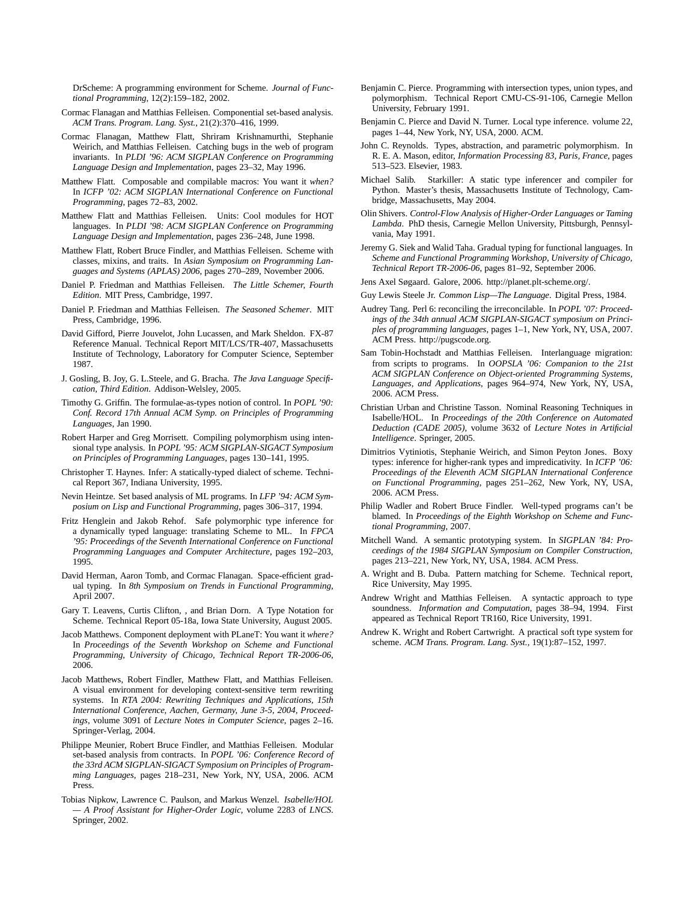DrScheme: A programming environment for Scheme. *Journal of Functional Programming*, 12(2):159–182, 2002.

Cormac Flanagan and Matthias Felleisen. Componential set-based analysis. *ACM Trans. Program. Lang. Syst.*, 21(2):370–416, 1999.

Cormac Flanagan, Matthew Flatt, Shriram Krishnamurthi, Stephanie Weirich, and Matthias Felleisen. Catching bugs in the web of program invariants. In *PLDI '96: ACM SIGPLAN Conference on Programming Language Design and Implementation*, pages 23–32, May 1996.

Matthew Flatt. Composable and compilable macros: You want it *when?* In *ICFP '02: ACM SIGPLAN International Conference on Functional Programming*, pages 72–83, 2002.

Matthew Flatt and Matthias Felleisen. Units: Cool modules for HOT languages. In *PLDI '98: ACM SIGPLAN Conference on Programming Language Design and Implementation*, pages 236–248, June 1998.

Matthew Flatt, Robert Bruce Findler, and Matthias Felleisen. Scheme with classes, mixins, and traits. In *Asian Symposium on Programming Languages and Systems (APLAS) 2006*, pages 270–289, November 2006.

Daniel P. Friedman and Matthias Felleisen. *The Little Schemer, Fourth Edition*. MIT Press, Cambridge, 1997.

Daniel P. Friedman and Matthias Felleisen. *The Seasoned Schemer*. MIT Press, Cambridge, 1996.

David Gifford, Pierre Jouvelot, John Lucassen, and Mark Sheldon. FX-87 Reference Manual. Technical Report MIT/LCS/TR-407, Massachusetts Institute of Technology, Laboratory for Computer Science, September 1987.

J. Gosling, B. Joy, G. L.Steele, and G. Bracha. *The Java Language Specification, Third Edition*. Addison-Welsley, 2005.

Timothy G. Griffin. The formulae-as-types notion of control. In *POPL '90: Conf. Record 17th Annual ACM Symp. on Principles of Programming Languages*, Jan 1990.

Robert Harper and Greg Morrisett. Compiling polymorphism using intensional type analysis. In *POPL '95: ACM SIGPLAN-SIGACT Symposium on Principles of Programming Languages*, pages 130–141, 1995.

Christopher T. Haynes. Infer: A statically-typed dialect of scheme. Technical Report 367, Indiana University, 1995.

Nevin Heintze. Set based analysis of ML programs. In *LFP '94: ACM Symposium on Lisp and Functional Programming*, pages 306–317, 1994.

Fritz Henglein and Jakob Rehof. Safe polymorphic type inference for a dynamically typed language: translating Scheme to ML. In *FPCA '95: Proceedings of the Seventh International Conference on Functional Programming Languages and Computer Architecture*, pages 192–203, 1995.

David Herman, Aaron Tomb, and Cormac Flanagan. Space-efficient gradual typing. In *8th Symposium on Trends in Functional Programming*, April 2007.

Gary T. Leavens, Curtis Clifton, , and Brian Dorn. A Type Notation for Scheme. Technical Report 05-18a, Iowa State University, August 2005.

Jacob Matthews. Component deployment with PLaneT: You want it *where?* In *Proceedings of the Seventh Workshop on Scheme and Functional Programming, University of Chicago, Technical Report TR-2006-06*, 2006.

Jacob Matthews, Robert Findler, Matthew Flatt, and Matthias Felleisen. A visual environment for developing context-sensitive term rewriting systems. In *RTA 2004: Rewriting Techniques and Applications, 15th International Conference, Aachen, Germany, June 3-5, 2004, Proceedings*, volume 3091 of *Lecture Notes in Computer Science*, pages 2–16. Springer-Verlag, 2004.

Philippe Meunier, Robert Bruce Findler, and Matthias Felleisen. Modular set-based analysis from contracts. In *POPL '06: Conference Record of the 33rd ACM SIGPLAN-SIGACT Symposium on Principles of Programming Languages*, pages 218–231, New York, NY, USA, 2006. ACM Press.

Tobias Nipkow, Lawrence C. Paulson, and Markus Wenzel. *Isabelle/HOL — A Proof Assistant for Higher-Order Logic*, volume 2283 of *LNCS*. Springer, 2002.

Benjamin C. Pierce. Programming with intersection types, union types, and polymorphism. Technical Report CMU-CS-91-106, Carnegie Mellon University, February 1991.

Benjamin C. Pierce and David N. Turner. Local type inference. volume 22, pages 1–44, New York, NY, USA, 2000. ACM.

John C. Reynolds. Types, abstraction, and parametric polymorphism. In R. E. A. Mason, editor, *Information Processing 83, Paris, France*, pages 513–523. Elsevier, 1983.

Michael Salib. Starkiller: A static type inferencer and compiler for Python. Master's thesis, Massachusetts Institute of Technology, Cambridge, Massachusetts, May 2004.

Olin Shivers. *Control-Flow Analysis of Higher-Order Languages or Taming Lambda*. PhD thesis, Carnegie Mellon University, Pittsburgh, Pennsylvania, May 1991.

Jeremy G. Siek and Walid Taha. Gradual typing for functional languages. In *Scheme and Functional Programming Workshop, University of Chicago, Technical Report TR-2006-06*, pages 81–92, September 2006.

Jens Axel Søgaard. Galore, 2006. http://planet.plt-scheme.org/.

Guy Lewis Steele Jr. *Common Lisp—The Language*. Digital Press, 1984.

Audrey Tang. Perl 6: reconciling the irreconcilable. In *POPL '07: Proceedings of the 34th annual ACM SIGPLAN-SIGACT symposium on Principles of programming languages*, pages 1–1, New York, NY, USA, 2007. ACM Press. http://pugscode.org.

Sam Tobin-Hochstadt and Matthias Felleisen. Interlanguage migration: from scripts to programs. In *OOPSLA '06: Companion to the 21st ACM SIGPLAN Conference on Object-oriented Programming Systems, Languages, and Applications*, pages 964–974, New York, NY, USA, 2006. ACM Press.

Christian Urban and Christine Tasson. Nominal Reasoning Techniques in Isabelle/HOL. In *Proceedings of the 20th Conference on Automated Deduction (CADE 2005)*, volume 3632 of *Lecture Notes in Artificial Intelligence*. Springer, 2005.

Dimitrios Vytiniotis, Stephanie Weirich, and Simon Peyton Jones. Boxy types: inference for higher-rank types and impredicativity. In *ICFP '06: Proceedings of the Eleventh ACM SIGPLAN International Conference on Functional Programming*, pages 251–262, New York, NY, USA, 2006. ACM Press.

Philip Wadler and Robert Bruce Findler. Well-typed programs can't be blamed. In *Proceedings of the Eighth Workshop on Scheme and Functional Programming*, 2007.

Mitchell Wand. A semantic prototyping system. In *SIGPLAN '84: Proceedings of the 1984 SIGPLAN Symposium on Compiler Construction*, pages 213–221, New York, NY, USA, 1984. ACM Press.

A. Wright and B. Duba. Pattern matching for Scheme. Technical report, Rice University, May 1995.

Andrew Wright and Matthias Felleisen. A syntactic approach to type soundness. *Information and Computation*, pages 38–94, 1994. First appeared as Technical Report TR160, Rice University, 1991.

Andrew K. Wright and Robert Cartwright. A practical soft type system for scheme. *ACM Trans. Program. Lang. Syst.*, 19(1):87–152, 1997.